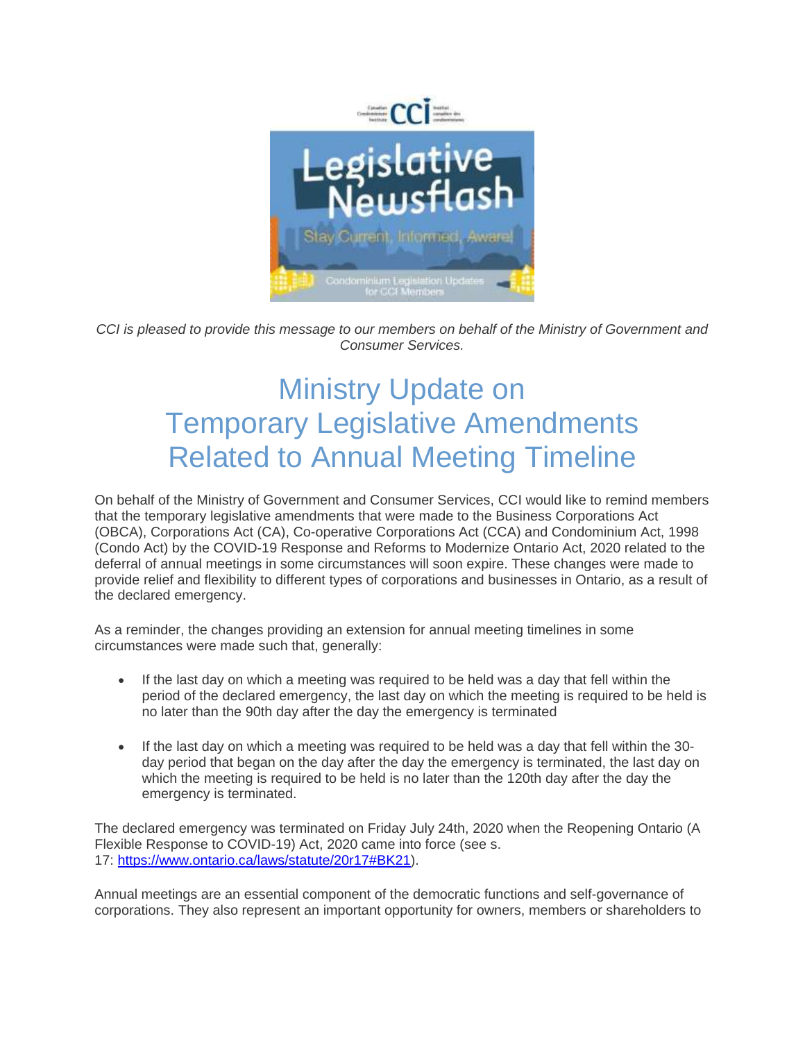*CCI is pleased to provide this message to our members on behalf of the Ministry of Government and Consumer Services.*

# Ministry Update on Temporary Legislative Amendments Related to Annual Meeting Timeline

On behalf of the Ministry of Government and Consumer Services, CCI would like to remind members that the temporary legislative amendments that were made to the Business Corporations Act (OBCA), Corporations Act (CA), Co-operative Corporations Act (CCA) and Condominium Act, 1998 (Condo Act) by the COVID-19 Response and Reforms to Modernize Ontario Act, 2020 related to the deferral of annual meetings in some circumstances will soon expire. These changes were made to provide relief and flexibility to different types of corporations and businesses in Ontario, as a result of the declared emergency.

As a reminder, the changes providing an extension for annual meeting timelines in some circumstances were made such that, generally:

- If the last day on which a meeting was required to be held was a day that fell within the period of the declared emergency, the last day on which the meeting is required to be held is no later than the 90th day after the day the emergency is terminated
- If the last day on which a meeting was required to be held was a day that fell within the 30-day period that began on the day after the day the emergency is terminated, the last day on which the meeting is required to be held is no later than the 120th day after the day the emergency is terminated.

The declared emergency was terminated on Friday July 24th, 2020 when the Reopening Ontario (A Flexible Response to COVID-19) Act, 2020 came into force (see s. 17: [https://www.ontario.ca/laws/statute/20r17#BK21](https://www.ontario.ca/laws/statute/20r17#BK21)).

Annual meetings are an essential component of the democratic functions and self-governance of corporations. They also represent an important opportunity for owners, members or shareholders to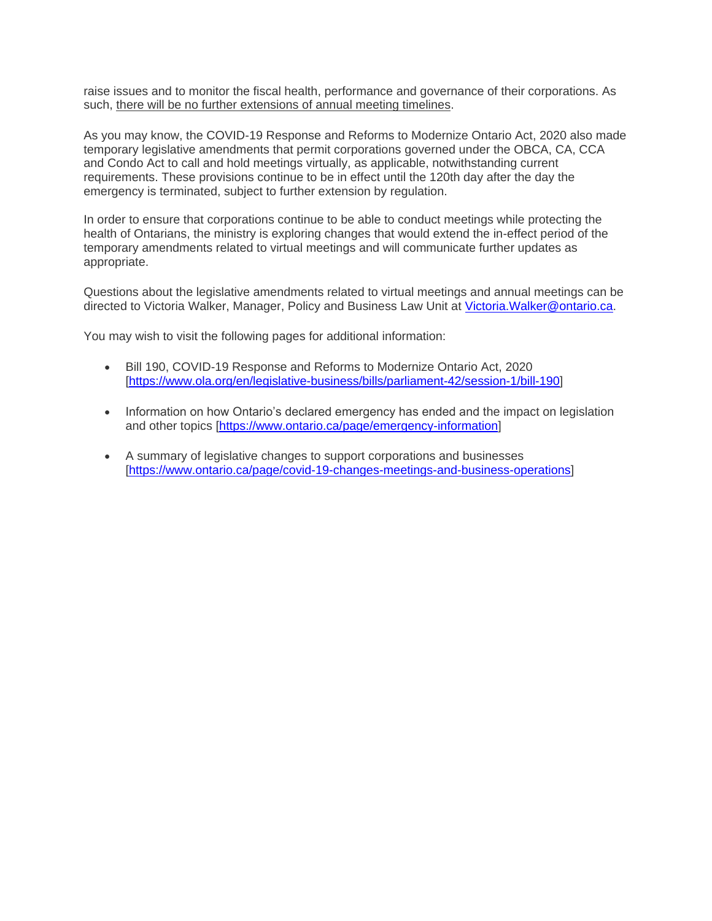raise issues and to monitor the fiscal health, performance and governance of their corporations. As such, there will be no further extensions of annual meeting timelines.

As you may know, the COVID-19 Response and Reforms to Modernize Ontario Act, 2020 also made temporary legislative amendments that permit corporations governed under the OBCA, CA, CCA and Condo Act to call and hold meetings virtually, as applicable, notwithstanding current requirements. These provisions continue to be in effect until the 120th day after the day the emergency is terminated, subject to further extension by regulation.

In order to ensure that corporations continue to be able to conduct meetings while protecting the health of Ontarians, the ministry is exploring changes that would extend the in-effect period of the temporary amendments related to virtual meetings and will communicate further updates as appropriate.

Questions about the legislative amendments related to virtual meetings and annual meetings can be directed to Victoria Walker, Manager, Policy and Business Law Unit at Victoria.Walker@ontario.ca.

You may wish to visit the following pages for additional information:

- Bill 190, COVID-19 Response and Reforms to Modernize Ontario Act, 2020 [https://www.ola.org/en/legislative-business/bills/parliament-42/session-1/bill-190]
- Information on how Ontario's declared emergency has ended and the impact on legislation and other topics [https://www.ontario.ca/page/emergency-information]
- A summary of legislative changes to support corporations and businesses [https://www.ontario.ca/page/covid-19-changes-meetings-and-business-operations]